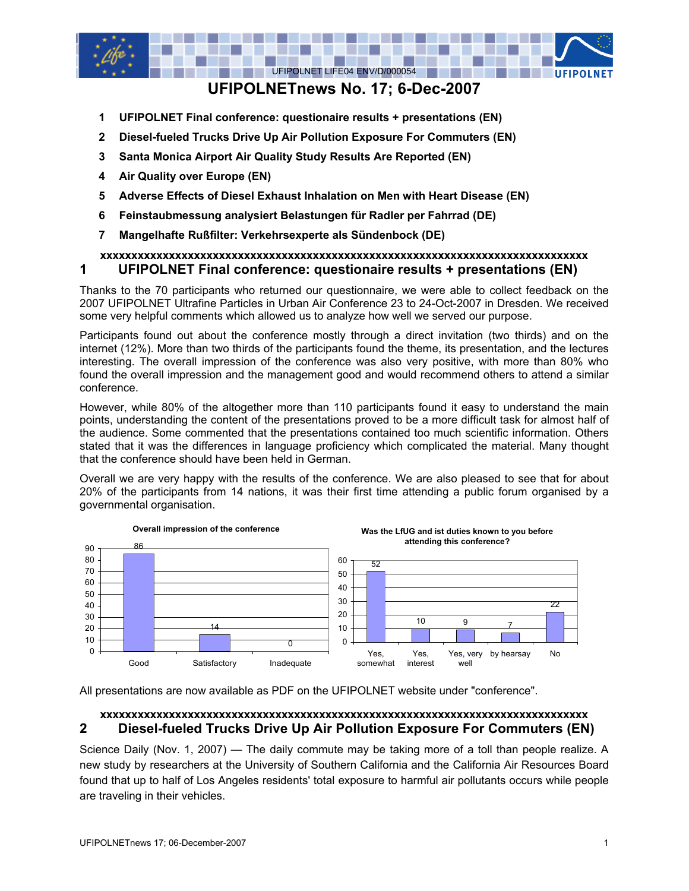UFIPOLNET LIFE04 ENV/D/000054

# UFIPOLNETnews No. 17; 6-Dec-2007

1. **UFIPOLNET Final conference: questionaire results + presentations (EN)**
2. **Diesel-fueled Trucks Drive Up Air Pollution Exposure For Commuters (EN)**
3. **Santa Monica Airport Air Quality Study Results Are Reported (EN)**
4. **Air Quality over Europe (EN)**
5. **Adverse Effects of Diesel Exhaust Inhalation on Men with Heart Disease (EN)**
6. **Feinstaubmessung analysiert Belastungen für Radler per Fahrrad (DE)**
7. **Mangelhafte Rußfilter: Verkehrsexperte als Sündenbock (DE)**

**xxxxxxxxxxxxxxxxxxxxxxxxxxxxxxxxxxxxxxxxxxxxxxxxxxxxxxxxxxxxxxxxxxxxxxxxxxx**

## 1 UFIPOLNET Final conference: questionaire results + presentations (EN)

Thanks to the 70 participants who returned our questionnaire, we were able to collect feedback on the 2007 UFIPOLNET Ultrafine Particles in Urban Air Conference 23 to 24-Oct-2007 in Dresden. We received some very helpful comments which allowed us to analyze how well we served our purpose.

Participants found out about the conference mostly through a direct invitation (two thirds) and on the internet (12%). More than two thirds of the participants found the theme, its presentation, and the lectures interesting. The overall impression of the conference was also very positive, with more than 80% who found the overall impression and the management good and would recommend others to attend a similar conference.

However, while 80% of the altogether more than 110 participants found it easy to understand the main points, understanding the content of the presentations proved to be a more difficult task for almost half of the audience. Some commented that the presentations contained too much scientific information. Others stated that it was the differences in language proficiency which complicated the material. Many thought that the conference should have been held in German.

Overall we are very happy with the results of the conference. We are also pleased to see that for about 20% of the participants from 14 nations, it was their first time attending a public forum organised by a governmental organisation.

**Overall impression of the conference**

| Good | Satisfactory | Inadequate |
|---|---|---|
| 86 | 14 | 0 |

**Was the LfUG and ist duties known to you before attending this conference?**

| Yes, somewhat | Yes, interest | Yes, very well | by hearsay | No |
|---|---|---|---|---|
| 52 | 10 | 9 | 7 | 22 |

All presentations are now available as PDF on the UFIPOLNET website under "conference".

**xxxxxxxxxxxxxxxxxxxxxxxxxxxxxxxxxxxxxxxxxxxxxxxxxxxxxxxxxxxxxxxxxxxxxxxxxxx**

## 2 Diesel-fueled Trucks Drive Up Air Pollution Exposure For Commuters (EN)

Science Daily (Nov. 1, 2007) — The daily commute may be taking more of a toll than people realize. A new study by researchers at the University of Southern California and the California Air Resources Board found that up to half of Los Angeles residents' total exposure to harmful air pollutants occurs while people are traveling in their vehicles.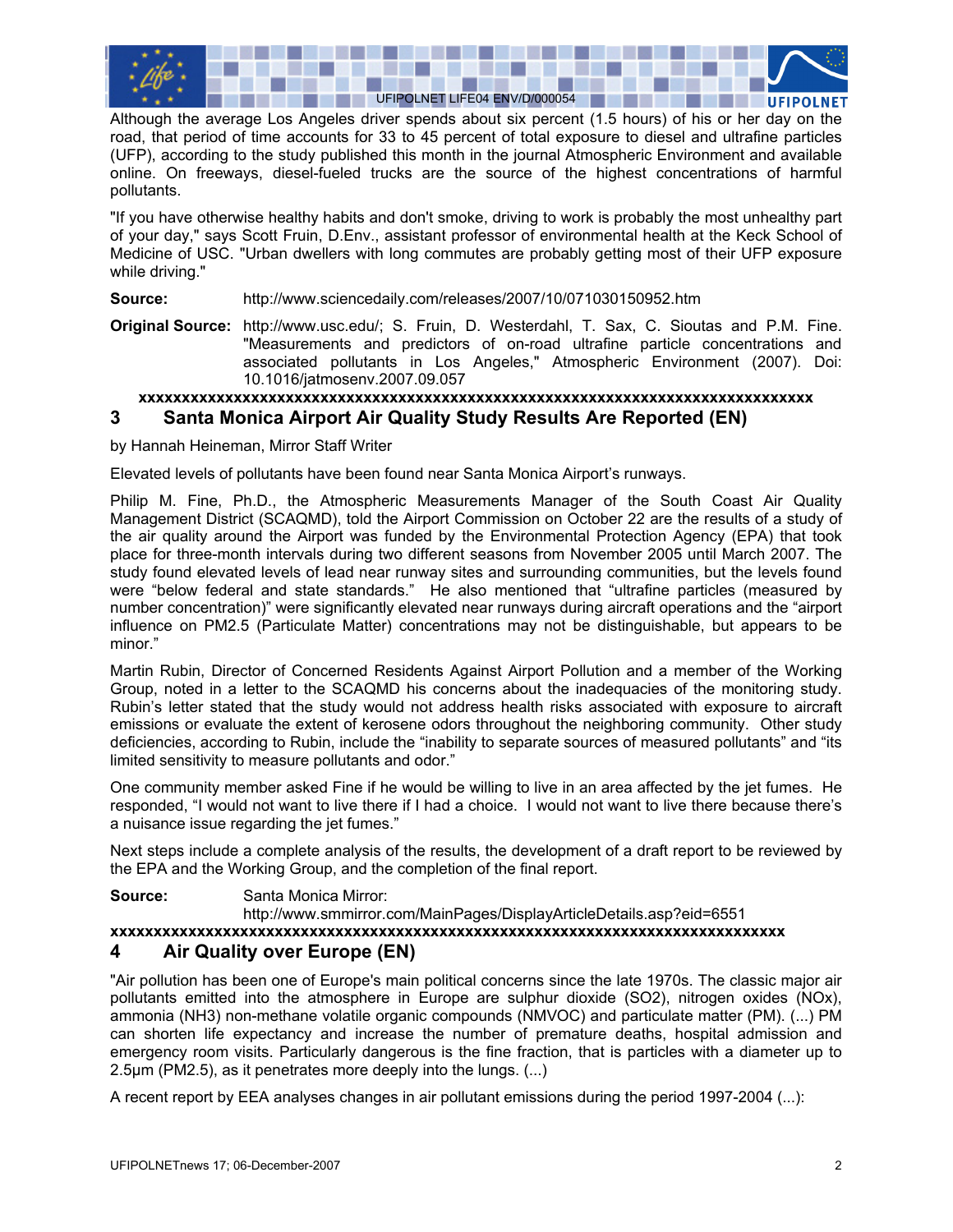Although the average Los Angeles driver spends about six percent (1.5 hours) of his or her day on the road, that period of time accounts for 33 to 45 percent of total exposure to diesel and ultrafine particles (UFP), according to the study published this month in the journal Atmospheric Environment and available online. On freeways, diesel-fueled trucks are the source of the highest concentrations of harmful pollutants.

"If you have otherwise healthy habits and don't smoke, driving to work is probably the most unhealthy part of your day," says Scott Fruin, D.Env., assistant professor of environmental health at the Keck School of Medicine of USC. "Urban dwellers with long commutes are probably getting most of their UFP exposure while driving."

**Source:** http://www.sciencedaily.com/releases/2007/10/071030150952.htm

**Original Source:** http://www.usc.edu/; S. Fruin, D. Westerdahl, T. Sax, C. Sioutas and P.M. Fine. "Measurements and predictors of on-road ultrafine particle concentrations and associated pollutants in Los Angeles," Atmospheric Environment (2007). Doi: 10.1016/jatmosenv.2007.09.057

xxxxxxxxxxxxxxxxxxxxxxxxxxxxxxxxxxxxxxxxxxxxxxxxxxxxxxxxxxxxxxxxxxxxxxxxxx

## 3 Santa Monica Airport Air Quality Study Results Are Reported (EN)

by Hannah Heineman, Mirror Staff Writer

Elevated levels of pollutants have been found near Santa Monica Airport's runways.

Philip M. Fine, Ph.D., the Atmospheric Measurements Manager of the South Coast Air Quality Management District (SCAQMD), told the Airport Commission on October 22 are the results of a study of the air quality around the Airport was funded by the Environmental Protection Agency (EPA) that took place for three-month intervals during two different seasons from November 2005 until March 2007. The study found elevated levels of lead near runway sites and surrounding communities, but the levels found were "below federal and state standards." He also mentioned that "ultrafine particles (measured by number concentration)" were significantly elevated near runways during aircraft operations and the "airport influence on PM2.5 (Particulate Matter) concentrations may not be distinguishable, but appears to be minor."

Martin Rubin, Director of Concerned Residents Against Airport Pollution and a member of the Working Group, noted in a letter to the SCAQMD his concerns about the inadequacies of the monitoring study. Rubin's letter stated that the study would not address health risks associated with exposure to aircraft emissions or evaluate the extent of kerosene odors throughout the neighboring community. Other study deficiencies, according to Rubin, include the "inability to separate sources of measured pollutants" and "its limited sensitivity to measure pollutants and odor."

One community member asked Fine if he would be willing to live in an area affected by the jet fumes. He responded, "I would not want to live there if I had a choice. I would not want to live there because there's a nuisance issue regarding the jet fumes."

Next steps include a complete analysis of the results, the development of a draft report to be reviewed by the EPA and the Working Group, and the completion of the final report.

**Source:** Santa Monica Mirror:
http://www.smmirror.com/MainPages/DisplayArticleDetails.asp?eid=6551

xxxxxxxxxxxxxxxxxxxxxxxxxxxxxxxxxxxxxxxxxxxxxxxxxxxxxxxxxxxxxxxxxxxxxxxxxxxx

## 4 Air Quality over Europe (EN)

"Air pollution has been one of Europe's main political concerns since the late 1970s. The classic major air pollutants emitted into the atmosphere in Europe are sulphur dioxide ($SO_2$), nitrogen oxides ($NO_x$), ammonia ($NH_3$) non-methane volatile organic compounds (NMVOC) and particulate matter (PM). (...) PM can shorten life expectancy and increase the number of premature deaths, hospital admission and emergency room visits. Particularly dangerous is the fine fraction, that is particles with a diameter up to 2.5µm (PM2.5), as it penetrates more deeply into the lungs. (...)

A recent report by EEA analyses changes in air pollutant emissions during the period 1997-2004 (...):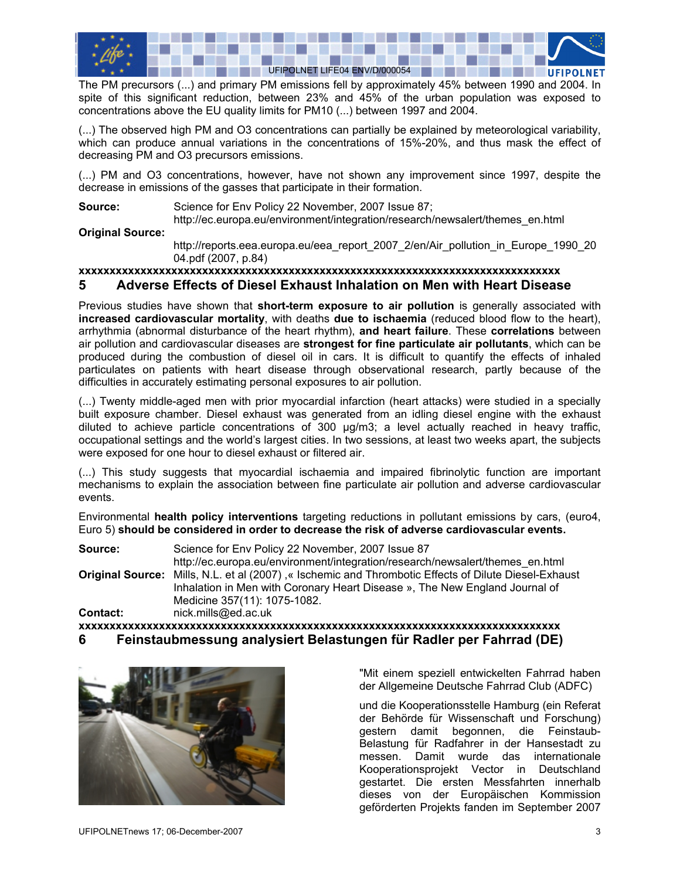The PM precursors (...) and primary PM emissions fell by approximately 45% between 1990 and 2004. In spite of this significant reduction, between 23% and 45% of the urban population was exposed to concentrations above the EU quality limits for PM10 (...) between 1997 and 2004.

(...) The observed high PM and O3 concentrations can partially be explained by meteorological variability, which can produce annual variations in the concentrations of 15%-20%, and thus mask the effect of decreasing PM and O3 precursors emissions.

(...) PM and O3 concentrations, however, have not shown any improvement since 1997, despite the decrease in emissions of the gasses that participate in their formation.

**Source:** Science for Env Policy 22 November, 2007 Issue 87; http://ec.europa.eu/environment/integration/research/newsalert/themes_en.html

**Original Source:** http://reports.eea.europa.eu/eea_report_2007_2/en/Air_pollution_in_Europe_1990_2004.pdf (2007, p.84)

**xxxxxxxxxxxxxxxxxxxxxxxxxxxxxxxxxxxxxxxxxxxxxxxxxxxxxxxxxxxxxxxxxxxxxxxxxxx**

## 5 Adverse Effects of Diesel Exhaust Inhalation on Men with Heart Disease

Previous studies have shown that **short-term exposure to air pollution** is generally associated with **increased cardiovascular mortality**, with deaths **due to ischaemia** (reduced blood flow to the heart), arrhythmia (abnormal disturbance of the heart rhythm), **and heart failure**. These **correlations** between air pollution and cardiovascular diseases are **strongest for fine particulate air pollutants**, which can be produced during the combustion of diesel oil in cars. It is difficult to quantify the effects of inhaled particulates on patients with heart disease through observational research, partly because of the difficulties in accurately estimating personal exposures to air pollution.

(...) Twenty middle-aged men with prior myocardial infarction (heart attacks) were studied in a specially built exposure chamber. Diesel exhaust was generated from an idling diesel engine with the exhaust diluted to achieve particle concentrations of 300 µg/m3; a level actually reached in heavy traffic, occupational settings and the world's largest cities. In two sessions, at least two weeks apart, the subjects were exposed for one hour to diesel exhaust or filtered air.

(...) This study suggests that myocardial ischaemia and impaired fibrinolytic function are important mechanisms to explain the association between fine particulate air pollution and adverse cardiovascular events.

Environmental **health policy interventions** targeting reductions in pollutant emissions by cars, (euro4, Euro 5) **should be considered in order to decrease the risk of adverse cardiovascular events.**

**Source:** Science for Env Policy 22 November, 2007 Issue 87 http://ec.europa.eu/environment/integration/research/newsalert/themes_en.html

**Original Source:** Mills, N.L. et al (2007) ,« Ischemic and Thrombotic Effects of Dilute Diesel-Exhaust Inhalation in Men with Coronary Heart Disease », The New England Journal of Medicine 357(11): 1075-1082.

**Contact:** nick.mills@ed.ac.uk

**xxxxxxxxxxxxxxxxxxxxxxxxxxxxxxxxxxxxxxxxxxxxxxxxxxxxxxxxxxxxxxxxxxxxxxxxxxx**

## 6 Feinstaubmessung analysiert Belastungen für Radler per Fahrrad (DE)

"Mit einem speziell entwickelten Fahrrad haben der Allgemeine Deutsche Fahrrad Club (ADFC)

und die Kooperationsstelle Hamburg (ein Referat der Behörde für Wissenschaft und Forschung) gestern damit begonnen, die Feinstaub-Belastung für Radfahrer in der Hansestadt zu messen. Damit wurde das internationale Kooperationsprojekt Vector in Deutschland gestartet. Die ersten Messfahrten innerhalb dieses von der Europäischen Kommission geförderten Projekts fanden im September 2007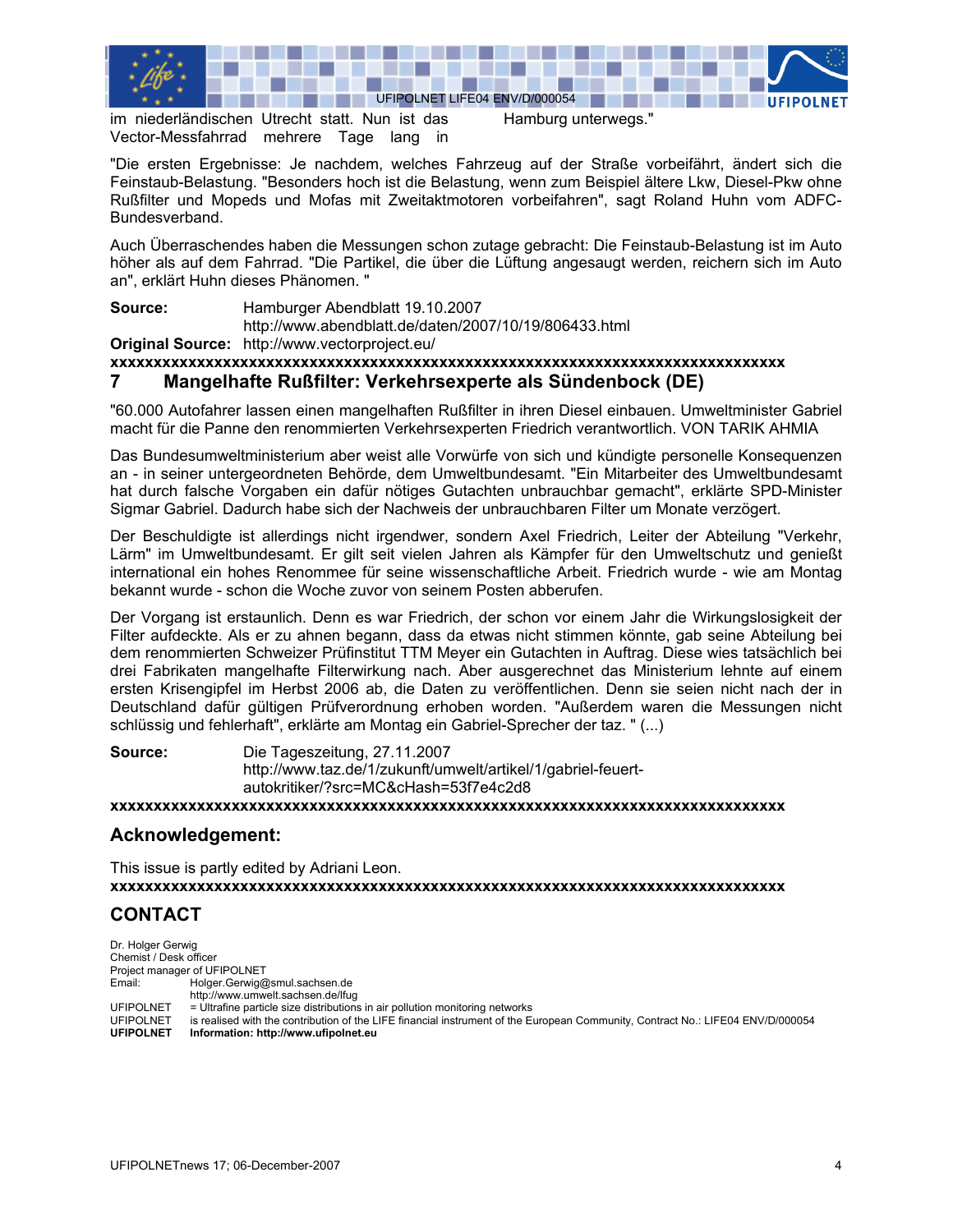im niederländischen Utrecht statt. Nun ist das Vector-Messfahrrad mehrere Tage lang in Hamburg unterwegs."

"Die ersten Ergebnisse: Je nachdem, welches Fahrzeug auf der Straße vorbeifährt, ändert sich die Feinstaub-Belastung. "Besonders hoch ist die Belastung, wenn zum Beispiel ältere Lkw, Diesel-Pkw ohne Rußfilter und Mopeds und Mofas mit Zweitaktmotoren vorbeifahren", sagt Roland Huhn vom ADFC-Bundesverband.

Auch Überraschendes haben die Messungen schon zutage gebracht: Die Feinstaub-Belastung ist im Auto höher als auf dem Fahrrad. "Die Partikel, die über die Lüftung angesaugt werden, reichern sich im Auto an", erklärt Huhn dieses Phänomen. "

**Source:** Hamburger Abendblatt 19.10.2007
http://www.abendblatt.de/daten/2007/10/19/806433.html
**Original Source:** http://www.vectorproject.eu/

xxxxxxxxxxxxxxxxxxxxxxxxxxxxxxxxxxxxxxxxxxxxxxxxxxxxxxxxxxxxxxxxxxxxxxxxxxxxxxx

## 7 Mangelhafte Rußfilter: Verkehrsexperte als Sündenbock (DE)

"60.000 Autofahrer lassen einen mangelhaften Rußfilter in ihren Diesel einbauen. Umweltminister Gabriel macht für die Panne den renommierten Verkehrsexperten Friedrich verantwortlich. VON TARIK AHMIA

Das Bundesumweltministerium aber weist alle Vorwürfe von sich und kündigte personelle Konsequenzen an - in seiner untergeordneten Behörde, dem Umweltbundesamt. "Ein Mitarbeiter des Umweltbundesamt hat durch falsche Vorgaben ein dafür nötiges Gutachten unbrauchbar gemacht", erklärte SPD-Minister Sigmar Gabriel. Dadurch habe sich der Nachweis der unbrauchbaren Filter um Monate verzögert.

Der Beschuldigte ist allerdings nicht irgendwer, sondern Axel Friedrich, Leiter der Abteilung "Verkehr, Lärm" im Umweltbundesamt. Er gilt seit vielen Jahren als Kämpfer für den Umweltschutz und genießt international ein hohes Renommee für seine wissenschaftliche Arbeit. Friedrich wurde - wie am Montag bekannt wurde - schon die Woche zuvor von seinem Posten abberufen.

Der Vorgang ist erstaunlich. Denn es war Friedrich, der schon vor einem Jahr die Wirkungslosigkeit der Filter aufdeckte. Als er zu ahnen begann, dass da etwas nicht stimmen könnte, gab seine Abteilung bei dem renommierten Schweizer Prüfinstitut TTM Meyer ein Gutachten in Auftrag. Diese wies tatsächlich bei drei Fabrikaten mangelhafte Filterwirkung nach. Aber ausgerechnet das Ministerium lehnte auf einem ersten Krisengipfel im Herbst 2006 ab, die Daten zu veröffentlichen. Denn sie seien nicht nach der in Deutschland dafür gültigen Prüfverordnung erhoben worden. "Außerdem waren die Messungen nicht schlüssig und fehlerhaft", erklärte am Montag ein Gabriel-Sprecher der taz. " (...)

**Source:** Die Tageszeitung, 27.11.2007
http://www.taz.de/1/zukunft/umwelt/artikel/1/gabriel-feuert-autokritiker/?src=MC&cHash=53f7e4c2d8

xxxxxxxxxxxxxxxxxxxxxxxxxxxxxxxxxxxxxxxxxxxxxxxxxxxxxxxxxxxxxxxxxxxxxxxxxxxxxxx

## Acknowledgement:

This issue is partly edited by Adriani Leon.

xxxxxxxxxxxxxxxxxxxxxxxxxxxxxxxxxxxxxxxxxxxxxxxxxxxxxxxxxxxxxxxxxxxxxxxxxxxxxxx

## CONTACT

Dr. Holger Gerwig
Chemist / Desk officer
Project manager of UFIPOLNET
Email: Holger.Gerwig@smul.sachsen.de
http://www.umwelt.sachsen.de/lfug
UFIPOLNET = Ultrafine particle size distributions in air pollution monitoring networks
UFIPOLNET is realised with the contribution of the LIFE financial instrument of the European Community, Contract No.: LIFE04 ENV/D/000054
**UFIPOLNET Information: http://www.ufipolnet.eu**